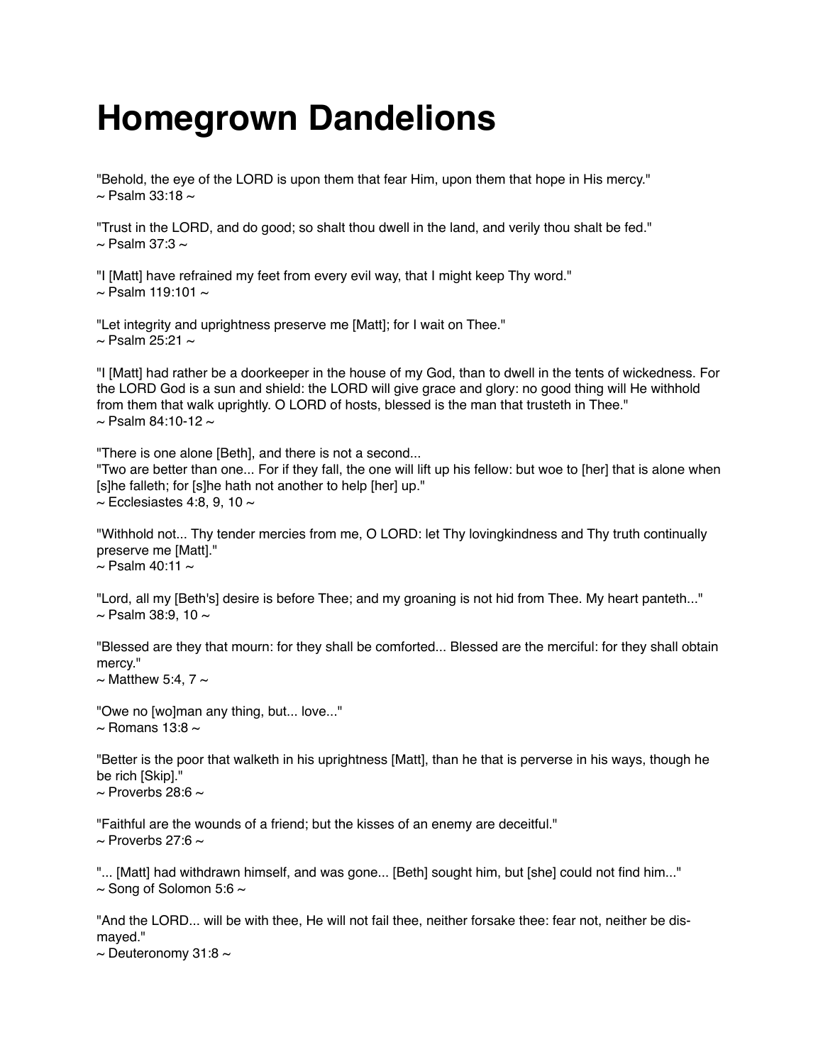# Homegrown Dandelions

"Behold, the eye of the LORD is upon them that fear Him, upon them that hope in His mercy."
~ Psalm 33:18 ~

"Trust in the LORD, and do good; so shalt thou dwell in the land, and verily thou shalt be fed."
~ Psalm 37:3 ~

"I [Matt] have refrained my feet from every evil way, that I might keep Thy word."
~ Psalm 119:101 ~

"Let integrity and uprightness preserve me [Matt]; for I wait on Thee."
~ Psalm 25:21 ~

"I [Matt] had rather be a doorkeeper in the house of my God, than to dwell in the tents of wickedness. For the LORD God is a sun and shield: the LORD will give grace and glory: no good thing will He withhold from them that walk uprightly. O LORD of hosts, blessed is the man that trusteth in Thee."
~ Psalm 84:10-12 ~

"There is one alone [Beth], and there is not a second...
"Two are better than one... For if they fall, the one will lift up his fellow: but woe to [her] that is alone when [s]he falleth; for [s]he hath not another to help [her] up."
~ Ecclesiastes 4:8, 9, 10 ~

"Withhold not... Thy tender mercies from me, O LORD: let Thy lovingkindness and Thy truth continually preserve me [Matt]."
~ Psalm 40:11 ~

"Lord, all my [Beth's] desire is before Thee; and my groaning is not hid from Thee. My heart panteth..."
~ Psalm 38:9, 10 ~

"Blessed are they that mourn: for they shall be comforted... Blessed are the merciful: for they shall obtain mercy."
~ Matthew 5:4, 7 ~

"Owe no [wo]man any thing, but... love..."
~ Romans 13:8 ~

"Better is the poor that walketh in his uprightness [Matt], than he that is perverse in his ways, though he be rich [Skip]."
~ Proverbs 28:6 ~

"Faithful are the wounds of a friend; but the kisses of an enemy are deceitful."
~ Proverbs 27:6 ~

"... [Matt] had withdrawn himself, and was gone... [Beth] sought him, but [she] could not find him..."
~ Song of Solomon 5:6 ~

"And the LORD... will be with thee, He will not fail thee, neither forsake thee: fear not, neither be dismayed."
~ Deuteronomy 31:8 ~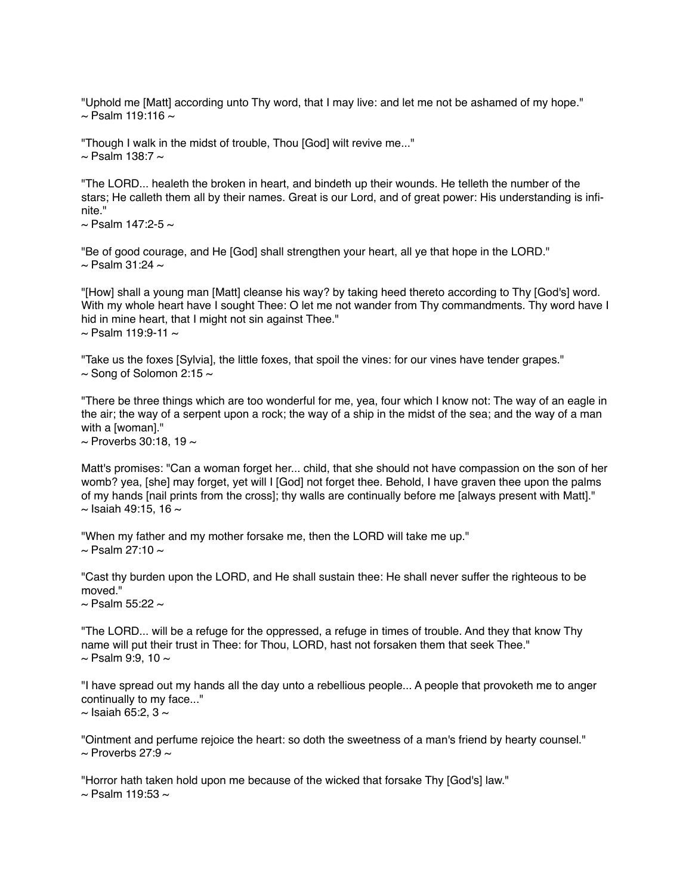"Uphold me [Matt] according unto Thy word, that I may live: and let me not be ashamed of my hope."
~ Psalm 119:116 ~

"Though I walk in the midst of trouble, Thou [God] wilt revive me..."
~ Psalm 138:7 ~

"The LORD... healeth the broken in heart, and bindeth up their wounds. He telleth the number of the stars; He calleth them all by their names. Great is our Lord, and of great power: His understanding is infinite."
~ Psalm 147:2-5 ~

"Be of good courage, and He [God] shall strengthen your heart, all ye that hope in the LORD."
~ Psalm 31:24 ~

"[How] shall a young man [Matt] cleanse his way? by taking heed thereto according to Thy [God's] word. With my whole heart have I sought Thee: O let me not wander from Thy commandments. Thy word have I hid in mine heart, that I might not sin against Thee."
~ Psalm 119:9-11 ~

"Take us the foxes [Sylvia], the little foxes, that spoil the vines: for our vines have tender grapes."
~ Song of Solomon 2:15 ~

"There be three things which are too wonderful for me, yea, four which I know not: The way of an eagle in the air; the way of a serpent upon a rock; the way of a ship in the midst of the sea; and the way of a man with a [woman]."
~ Proverbs 30:18, 19 ~

Matt's promises: "Can a woman forget her... child, that she should not have compassion on the son of her womb? yea, [she] may forget, yet will I [God] not forget thee. Behold, I have graven thee upon the palms of my hands [nail prints from the cross]; thy walls are continually before me [always present with Matt]."
~ Isaiah 49:15, 16 ~

"When my father and my mother forsake me, then the LORD will take me up."
~ Psalm 27:10 ~

"Cast thy burden upon the LORD, and He shall sustain thee: He shall never suffer the righteous to be moved."
~ Psalm 55:22 ~

"The LORD... will be a refuge for the oppressed, a refuge in times of trouble. And they that know Thy name will put their trust in Thee: for Thou, LORD, hast not forsaken them that seek Thee."
~ Psalm 9:9, 10 ~

"I have spread out my hands all the day unto a rebellious people... A people that provoketh me to anger continually to my face..."
~ Isaiah 65:2, 3 ~

"Ointment and perfume rejoice the heart: so doth the sweetness of a man's friend by hearty counsel."
~ Proverbs 27:9 ~

"Horror hath taken hold upon me because of the wicked that forsake Thy [God's] law."
~ Psalm 119:53 ~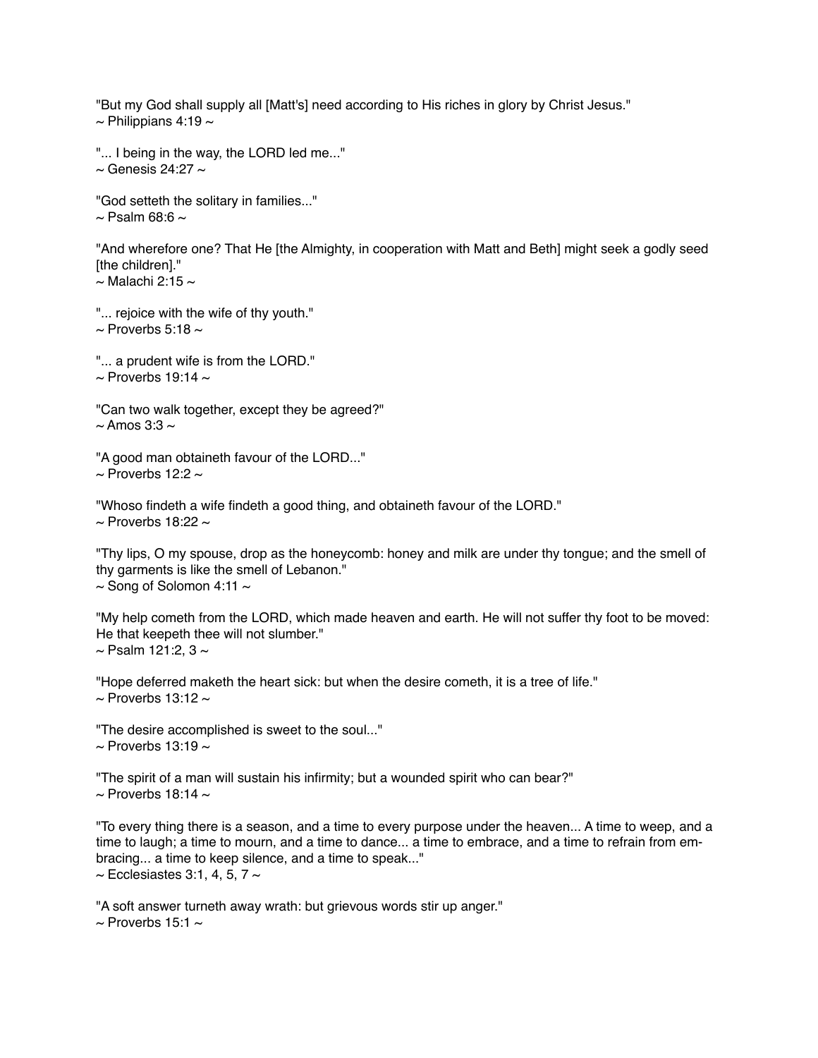"But my God shall supply all [Matt's] need according to His riches in glory by Christ Jesus."
~ Philippians 4:19 ~

"... I being in the way, the LORD led me..."
~ Genesis 24:27 ~

"God setteth the solitary in families..."
~ Psalm 68:6 ~

"And wherefore one? That He [the Almighty, in cooperation with Matt and Beth] might seek a godly seed [the children]."
~ Malachi 2:15 ~

"... rejoice with the wife of thy youth."
~ Proverbs 5:18 ~

"... a prudent wife is from the LORD."
~ Proverbs 19:14 ~

"Can two walk together, except they be agreed?"
~ Amos 3:3 ~

"A good man obtaineth favour of the LORD..."
~ Proverbs 12:2 ~

"Whoso findeth a wife findeth a good thing, and obtaineth favour of the LORD."
~ Proverbs 18:22 ~

"Thy lips, O my spouse, drop as the honeycomb: honey and milk are under thy tongue; and the smell of thy garments is like the smell of Lebanon."
~ Song of Solomon 4:11 ~

"My help cometh from the LORD, which made heaven and earth. He will not suffer thy foot to be moved: He that keepeth thee will not slumber."
~ Psalm 121:2, 3 ~

"Hope deferred maketh the heart sick: but when the desire cometh, it is a tree of life."
~ Proverbs 13:12 ~

"The desire accomplished is sweet to the soul..."
~ Proverbs 13:19 ~

"The spirit of a man will sustain his infirmity; but a wounded spirit who can bear?"
~ Proverbs 18:14 ~

"To every thing there is a season, and a time to every purpose under the heaven... A time to weep, and a time to laugh; a time to mourn, and a time to dance... a time to embrace, and a time to refrain from embracing... a time to keep silence, and a time to speak..."
~ Ecclesiastes 3:1, 4, 5, 7 ~

"A soft answer turneth away wrath: but grievous words stir up anger."
~ Proverbs 15:1 ~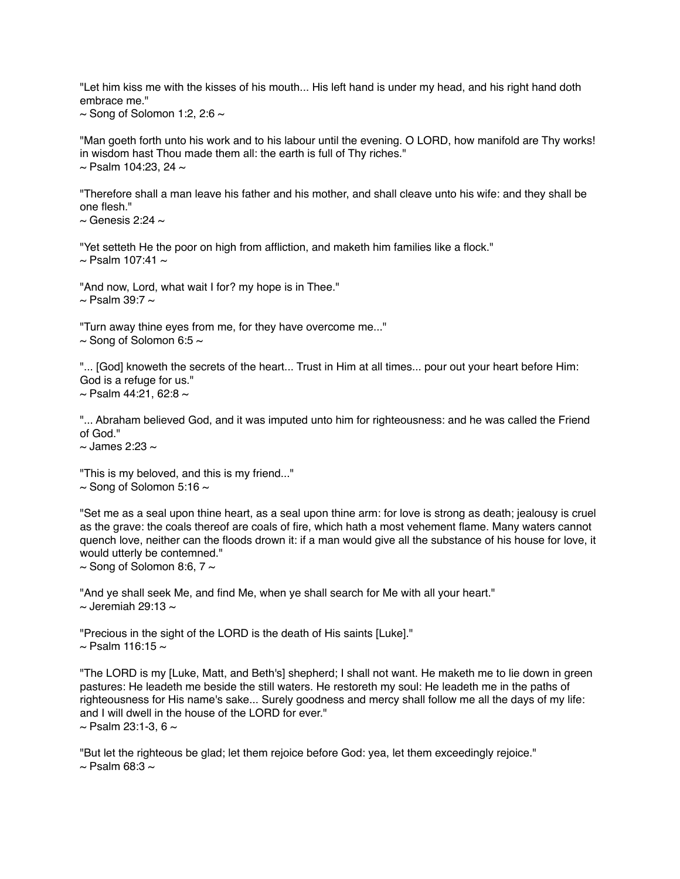"Let him kiss me with the kisses of his mouth... His left hand is under my head, and his right hand doth embrace me."
~ Song of Solomon 1:2, 2:6 ~

"Man goeth forth unto his work and to his labour until the evening. O LORD, how manifold are Thy works! in wisdom hast Thou made them all: the earth is full of Thy riches."
~ Psalm 104:23, 24 ~

"Therefore shall a man leave his father and his mother, and shall cleave unto his wife: and they shall be one flesh."
~ Genesis 2:24 ~

"Yet setteth He the poor on high from affliction, and maketh him families like a flock."
~ Psalm 107:41 ~

"And now, Lord, what wait I for? my hope is in Thee."
~ Psalm 39:7 ~

"Turn away thine eyes from me, for they have overcome me..."
~ Song of Solomon 6:5 ~

"... [God] knoweth the secrets of the heart... Trust in Him at all times... pour out your heart before Him: God is a refuge for us."
~ Psalm 44:21, 62:8 ~

"... Abraham believed God, and it was imputed unto him for righteousness: and he was called the Friend of God."
~ James 2:23 ~

"This is my beloved, and this is my friend..."
~ Song of Solomon 5:16 ~

"Set me as a seal upon thine heart, as a seal upon thine arm: for love is strong as death; jealousy is cruel as the grave: the coals thereof are coals of fire, which hath a most vehement flame. Many waters cannot quench love, neither can the floods drown it: if a man would give all the substance of his house for love, it would utterly be contemned."
~ Song of Solomon 8:6, 7 ~

"And ye shall seek Me, and find Me, when ye shall search for Me with all your heart."
~ Jeremiah 29:13 ~

"Precious in the sight of the LORD is the death of His saints [Luke]."
~ Psalm 116:15 ~

"The LORD is my [Luke, Matt, and Beth's] shepherd; I shall not want. He maketh me to lie down in green pastures: He leadeth me beside the still waters. He restoreth my soul: He leadeth me in the paths of righteousness for His name's sake... Surely goodness and mercy shall follow me all the days of my life: and I will dwell in the house of the LORD for ever."
~ Psalm 23:1-3, 6 ~

"But let the righteous be glad; let them rejoice before God: yea, let them exceedingly rejoice."
~ Psalm 68:3 ~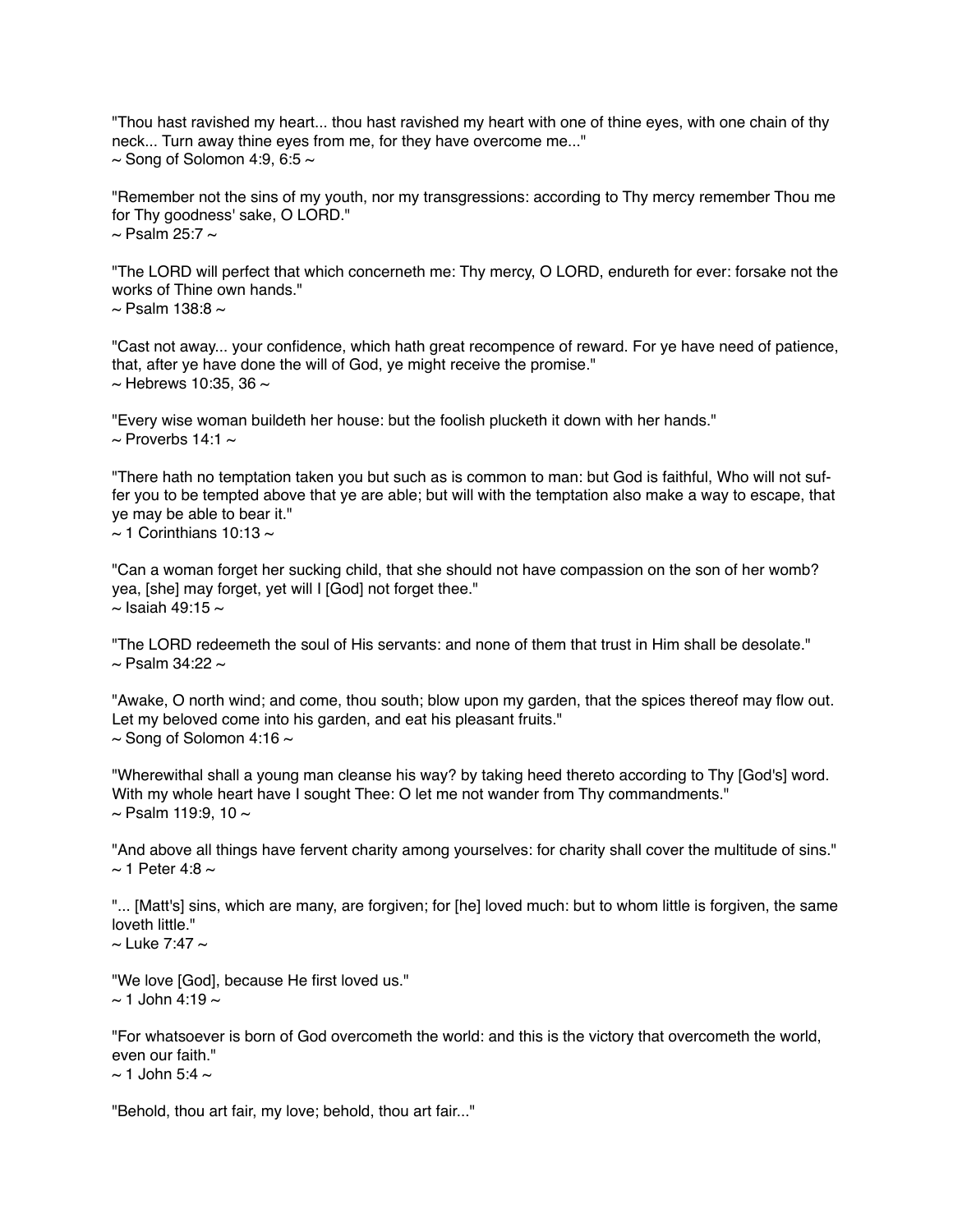"Thou hast ravished my heart... thou hast ravished my heart with one of thine eyes, with one chain of thy neck... Turn away thine eyes from me, for they have overcome me..."
~ Song of Solomon 4:9, 6:5 ~

"Remember not the sins of my youth, nor my transgressions: according to Thy mercy remember Thou me for Thy goodness' sake, O LORD."
~ Psalm 25:7 ~

"The LORD will perfect that which concerneth me: Thy mercy, O LORD, endureth for ever: forsake not the works of Thine own hands."
~ Psalm 138:8 ~

"Cast not away... your confidence, which hath great recompence of reward. For ye have need of patience, that, after ye have done the will of God, ye might receive the promise."
~ Hebrews 10:35, 36 ~

"Every wise woman buildeth her house: but the foolish plucketh it down with her hands."
~ Proverbs 14:1 ~

"There hath no temptation taken you but such as is common to man: but God is faithful, Who will not suffer you to be tempted above that ye are able; but will with the temptation also make a way to escape, that ye may be able to bear it."
~ 1 Corinthians 10:13 ~

"Can a woman forget her sucking child, that she should not have compassion on the son of her womb? yea, [she] may forget, yet will I [God] not forget thee."
~ Isaiah 49:15 ~

"The LORD redeemeth the soul of His servants: and none of them that trust in Him shall be desolate."
~ Psalm 34:22 ~

"Awake, O north wind; and come, thou south; blow upon my garden, that the spices thereof may flow out. Let my beloved come into his garden, and eat his pleasant fruits."
~ Song of Solomon 4:16 ~

"Wherewithal shall a young man cleanse his way? by taking heed thereto according to Thy [God's] word. With my whole heart have I sought Thee: O let me not wander from Thy commandments."
~ Psalm 119:9, 10 ~

"And above all things have fervent charity among yourselves: for charity shall cover the multitude of sins."
~ 1 Peter 4:8 ~

"... [Matt's] sins, which are many, are forgiven; for [he] loved much: but to whom little is forgiven, the same loveth little."
~ Luke 7:47 ~

"We love [God], because He first loved us."
~ 1 John 4:19 ~

"For whatsoever is born of God overcometh the world: and this is the victory that overcometh the world, even our faith."
~ 1 John 5:4 ~

"Behold, thou art fair, my love; behold, thou art fair..."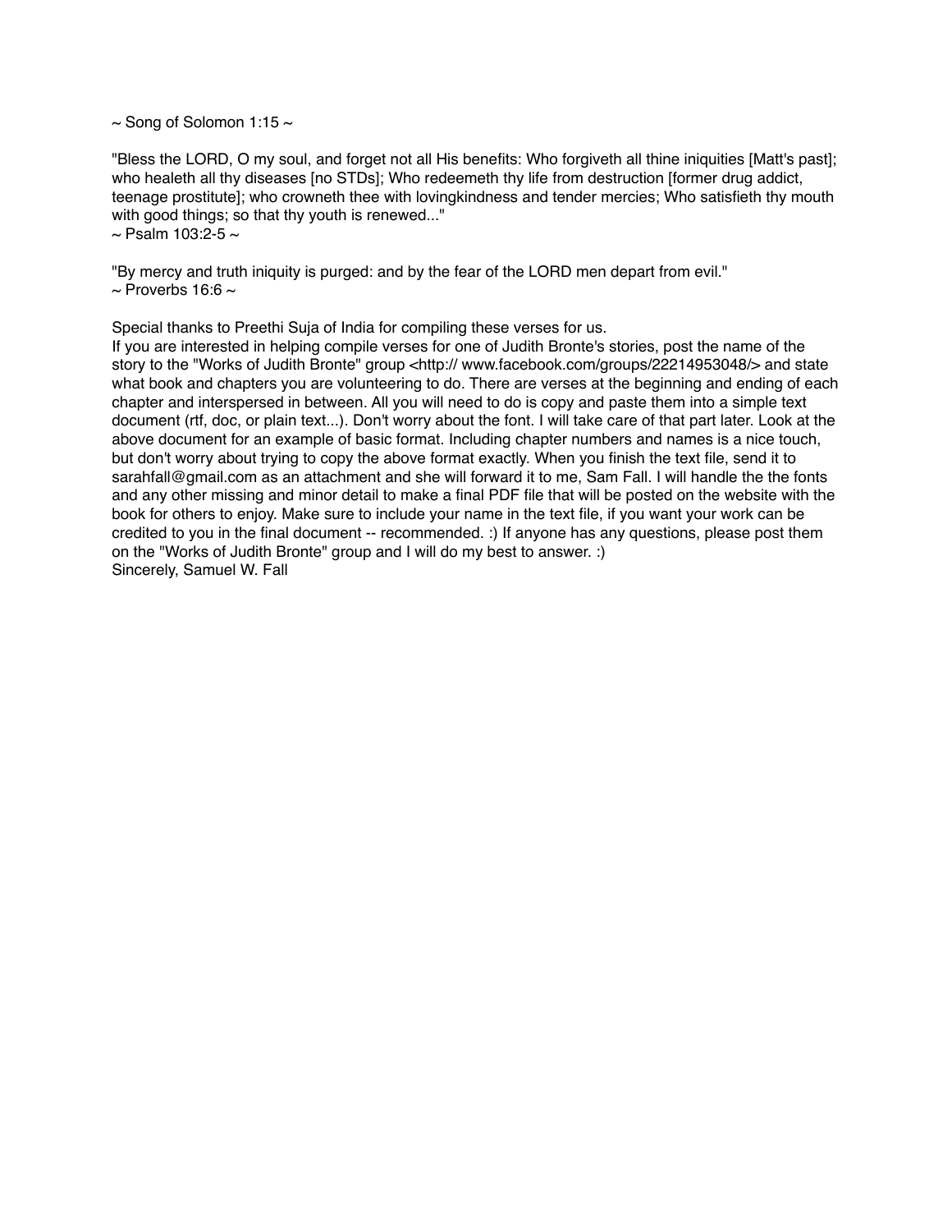~ Song of Solomon 1:15 ~

"Bless the LORD, O my soul, and forget not all His benefits: Who forgiveth all thine iniquities [Matt's past]; who healeth all thy diseases [no STDs]; Who redeemeth thy life from destruction [former drug addict, teenage prostitute]; who crowneth thee with lovingkindness and tender mercies; Who satisfieth thy mouth with good things; so that thy youth is renewed..."
~ Psalm 103:2-5 ~

"By mercy and truth iniquity is purged: and by the fear of the LORD men depart from evil."
~ Proverbs 16:6 ~

Special thanks to Preethi Suja of India for compiling these verses for us.
If you are interested in helping compile verses for one of Judith Bronte's stories, post the name of the story to the "Works of Judith Bronte" group <http:// www.facebook.com/groups/22214953048/> and state what book and chapters you are volunteering to do. There are verses at the beginning and ending of each chapter and interspersed in between. All you will need to do is copy and paste them into a simple text document (rtf, doc, or plain text...). Don't worry about the font. I will take care of that part later. Look at the above document for an example of basic format. Including chapter numbers and names is a nice touch, but don't worry about trying to copy the above format exactly. When you finish the text file, send it to sarahfall@gmail.com as an attachment and she will forward it to me, Sam Fall. I will handle the the fonts and any other missing and minor detail to make a final PDF file that will be posted on the website with the book for others to enjoy. Make sure to include your name in the text file, if you want your work can be credited to you in the final document -- recommended. :) If anyone has any questions, please post them on the "Works of Judith Bronte" group and I will do my best to answer. :)
Sincerely, Samuel W. Fall